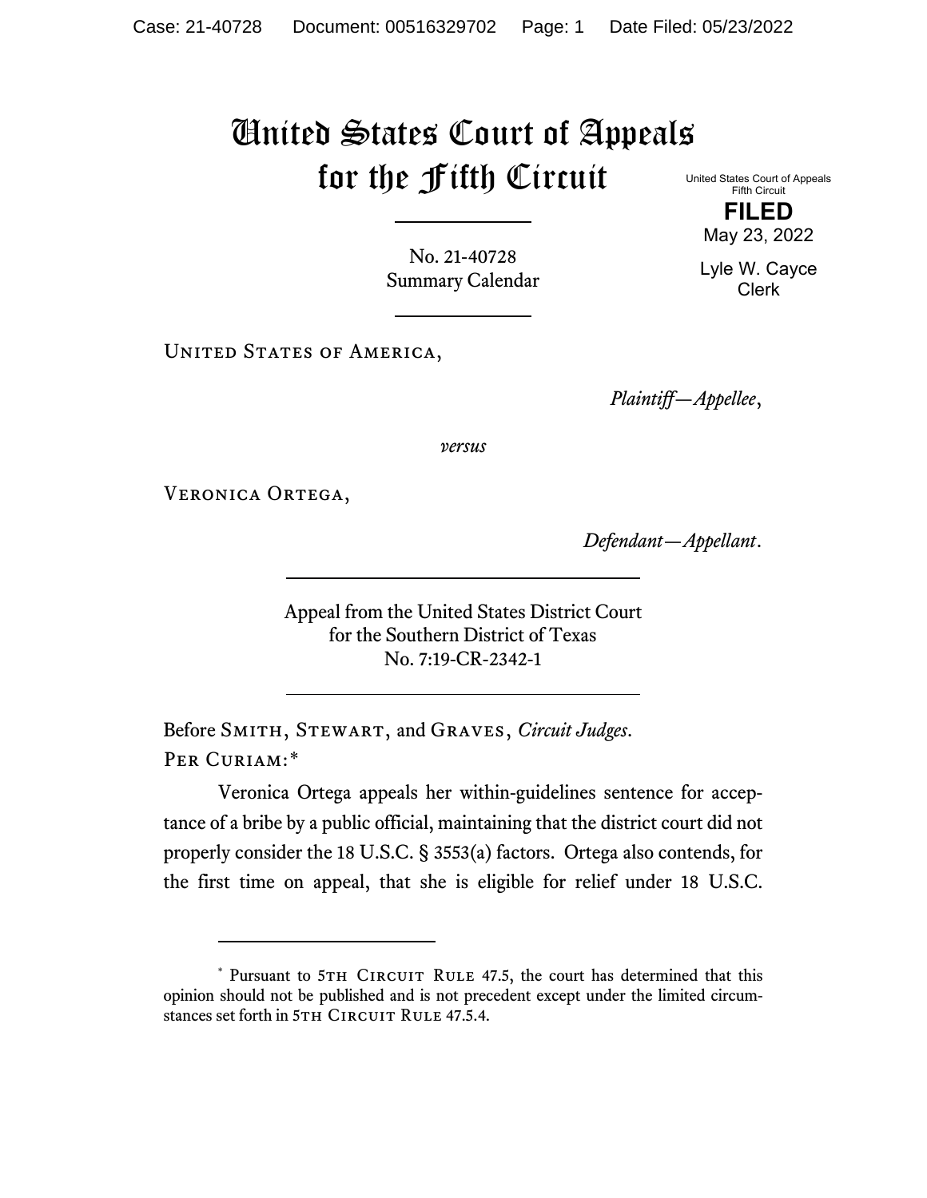# United States Court of Appeals for the Fifth Circuit

United States Court of Appeals
Fifth Circuit

**FILED**

May 23, 2022

Lyle W. Cayce
Clerk

No. 21-40728
Summary Calendar

---

United States of America,

*Plaintiff—Appellee*,

*versus*

Veronica Ortega,

*Defendant—Appellant*.

---

Appeal from the United States District Court
for the Southern District of Texas
No. 7:19-CR-2342-1

---

Before Smith, Stewart, and Graves, *Circuit Judges*.

Per Curiam:*

Veronica Ortega appeals her within-guidelines sentence for acceptance of a bribe by a public official, maintaining that the district court did not properly consider the 18 U.S.C. § 3553(a) factors. Ortega also contends, for the first time on appeal, that she is eligible for relief under 18 U.S.C.

---

\* Pursuant to 5th Circuit Rule 47.5, the court has determined that this opinion should not be published and is not precedent except under the limited circumstances set forth in 5th Circuit Rule 47.5.4.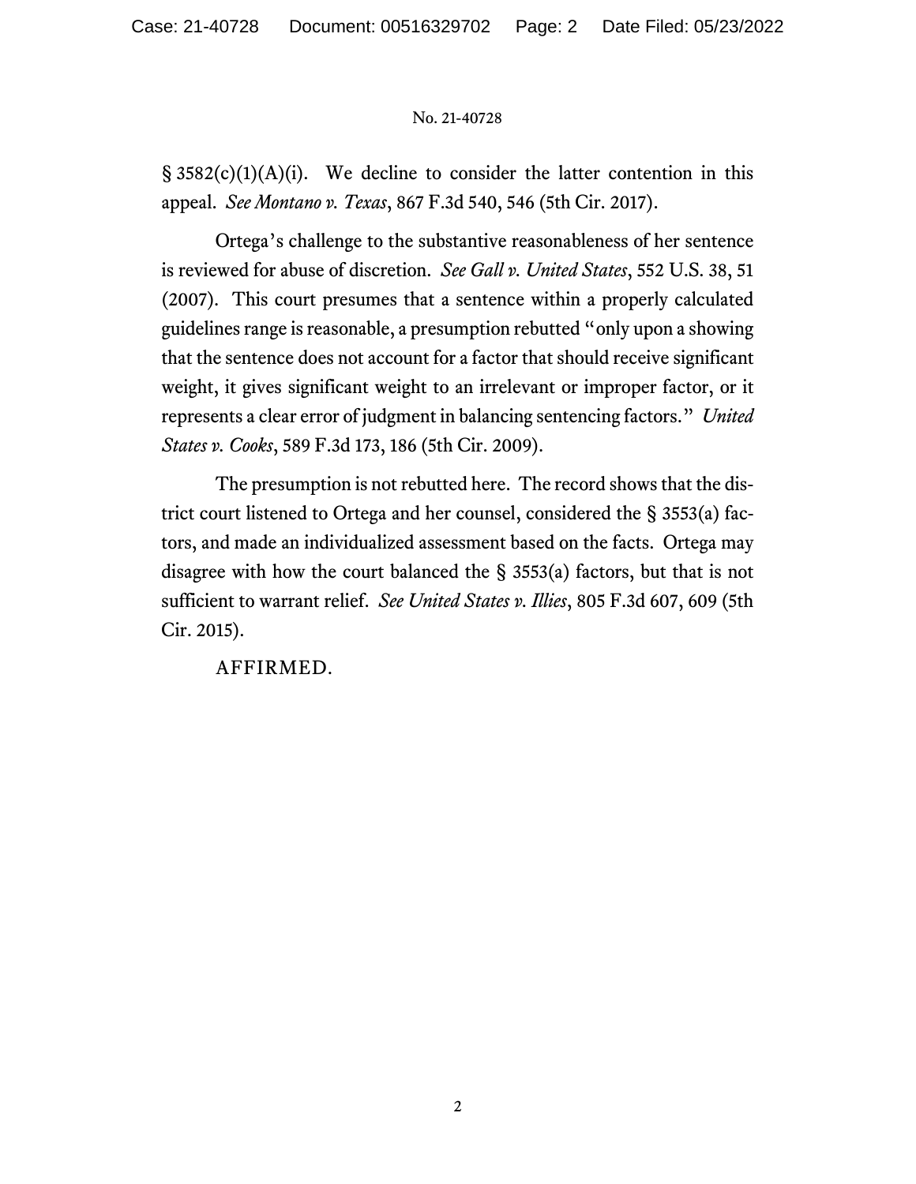§ 3582(c)(1)(A)(i). We decline to consider the latter contention in this appeal. *See Montano v. Texas*, 867 F.3d 540, 546 (5th Cir. 2017).

Ortega's challenge to the substantive reasonableness of her sentence is reviewed for abuse of discretion. *See Gall v. United States*, 552 U.S. 38, 51 (2007). This court presumes that a sentence within a properly calculated guidelines range is reasonable, a presumption rebutted "only upon a showing that the sentence does not account for a factor that should receive significant weight, it gives significant weight to an irrelevant or improper factor, or it represents a clear error of judgment in balancing sentencing factors." *United States v. Cooks*, 589 F.3d 173, 186 (5th Cir. 2009).

The presumption is not rebutted here. The record shows that the district court listened to Ortega and her counsel, considered the § 3553(a) factors, and made an individualized assessment based on the facts. Ortega may disagree with how the court balanced the § 3553(a) factors, but that is not sufficient to warrant relief. *See United States v. Illies*, 805 F.3d 607, 609 (5th Cir. 2015).

AFFIRMED.